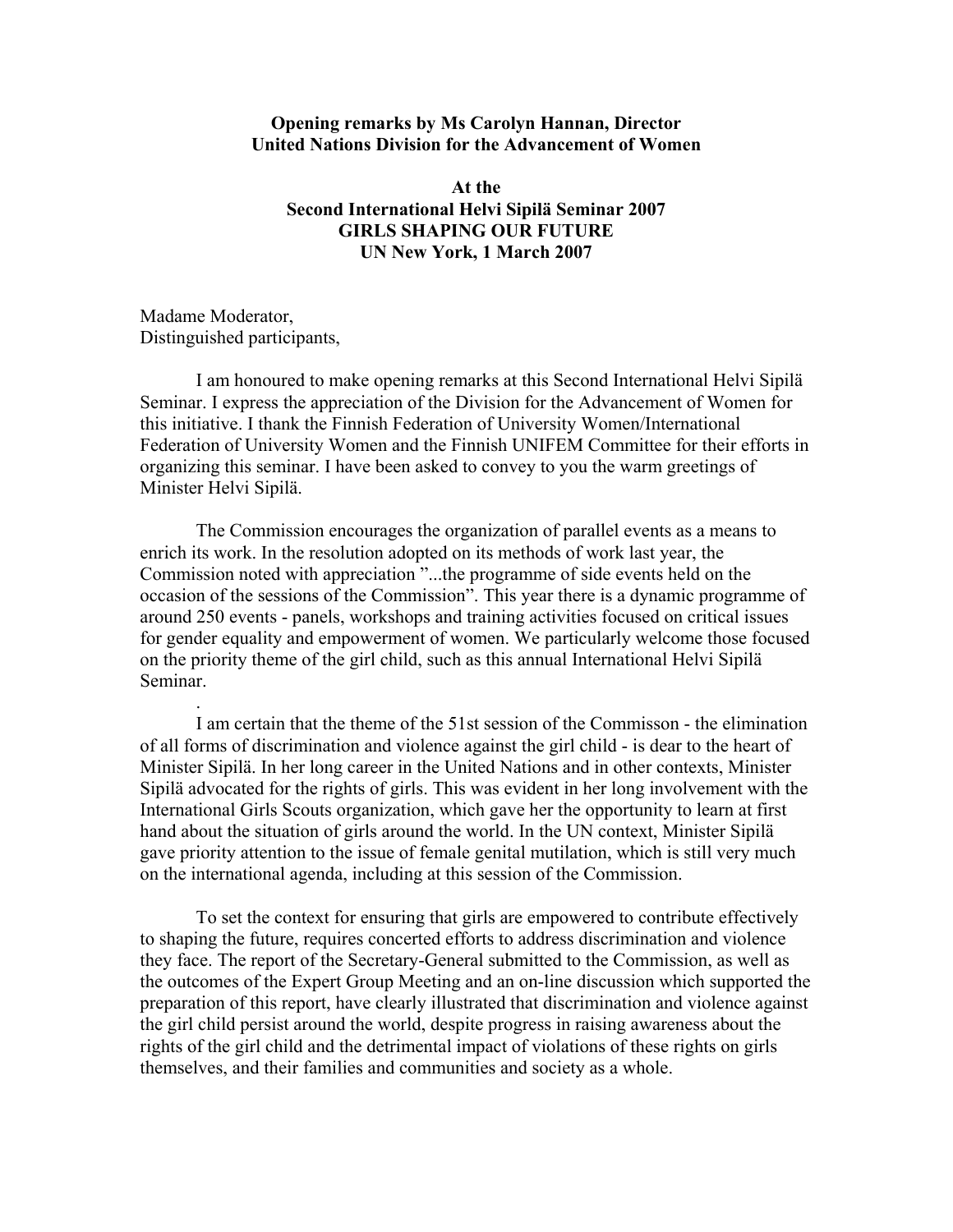**Opening remarks by Ms Carolyn Hannan, Director**
**United Nations Division for the Advancement of Women**

**At the**
**Second International Helvi Sipilä Seminar 2007**
**GIRLS SHAPING OUR FUTURE**
**UN New York, 1 March 2007**

Madame Moderator,
Distinguished participants,

I am honoured to make opening remarks at this Second International Helvi Sipilä Seminar. I express the appreciation of the Division for the Advancement of Women for this initiative. I thank the Finnish Federation of University Women/International Federation of University Women and the Finnish UNIFEM Committee for their efforts in organizing this seminar. I have been asked to convey to you the warm greetings of Minister Helvi Sipilä.

The Commission encourages the organization of parallel events as a means to enrich its work. In the resolution adopted on its methods of work last year, the Commission noted with appreciation "...the programme of side events held on the occasion of the sessions of the Commission". This year there is a dynamic programme of around 250 events - panels, workshops and training activities focused on critical issues for gender equality and empowerment of women. We particularly welcome those focused on the priority theme of the girl child, such as this annual International Helvi Sipilä Seminar.

I am certain that the theme of the 51st session of the Commisson - the elimination of all forms of discrimination and violence against the girl child - is dear to the heart of Minister Sipilä. In her long career in the United Nations and in other contexts, Minister Sipilä advocated for the rights of girls. This was evident in her long involvement with the International Girls Scouts organization, which gave her the opportunity to learn at first hand about the situation of girls around the world. In the UN context, Minister Sipilä gave priority attention to the issue of female genital mutilation, which is still very much on the international agenda, including at this session of the Commission.

To set the context for ensuring that girls are empowered to contribute effectively to shaping the future, requires concerted efforts to address discrimination and violence they face. The report of the Secretary-General submitted to the Commission, as well as the outcomes of the Expert Group Meeting and an on-line discussion which supported the preparation of this report, have clearly illustrated that discrimination and violence against the girl child persist around the world, despite progress in raising awareness about the rights of the girl child and the detrimental impact of violations of these rights on girls themselves, and their families and communities and society as a whole.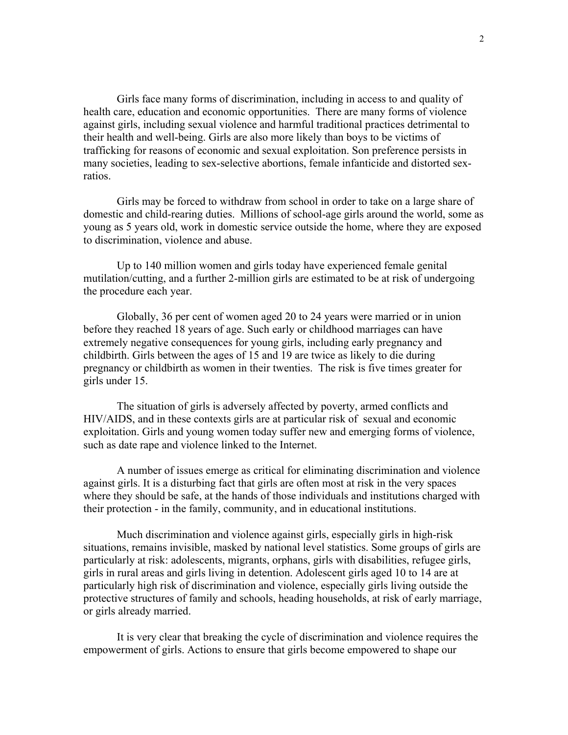Girls face many forms of discrimination, including in access to and quality of health care, education and economic opportunities. There are many forms of violence against girls, including sexual violence and harmful traditional practices detrimental to their health and well-being. Girls are also more likely than boys to be victims of trafficking for reasons of economic and sexual exploitation. Son preference persists in many societies, leading to sex-selective abortions, female infanticide and distorted sex-ratios.

Girls may be forced to withdraw from school in order to take on a large share of domestic and child-rearing duties. Millions of school-age girls around the world, some as young as 5 years old, work in domestic service outside the home, where they are exposed to discrimination, violence and abuse.

Up to 140 million women and girls today have experienced female genital mutilation/cutting, and a further 2-million girls are estimated to be at risk of undergoing the procedure each year.

Globally, 36 per cent of women aged 20 to 24 years were married or in union before they reached 18 years of age. Such early or childhood marriages can have extremely negative consequences for young girls, including early pregnancy and childbirth. Girls between the ages of 15 and 19 are twice as likely to die during pregnancy or childbirth as women in their twenties. The risk is five times greater for girls under 15.

The situation of girls is adversely affected by poverty, armed conflicts and HIV/AIDS, and in these contexts girls are at particular risk of sexual and economic exploitation. Girls and young women today suffer new and emerging forms of violence, such as date rape and violence linked to the Internet.

A number of issues emerge as critical for eliminating discrimination and violence against girls. It is a disturbing fact that girls are often most at risk in the very spaces where they should be safe, at the hands of those individuals and institutions charged with their protection - in the family, community, and in educational institutions.

Much discrimination and violence against girls, especially girls in high-risk situations, remains invisible, masked by national level statistics. Some groups of girls are particularly at risk: adolescents, migrants, orphans, girls with disabilities, refugee girls, girls in rural areas and girls living in detention. Adolescent girls aged 10 to 14 are at particularly high risk of discrimination and violence, especially girls living outside the protective structures of family and schools, heading households, at risk of early marriage, or girls already married.

It is very clear that breaking the cycle of discrimination and violence requires the empowerment of girls. Actions to ensure that girls become empowered to shape our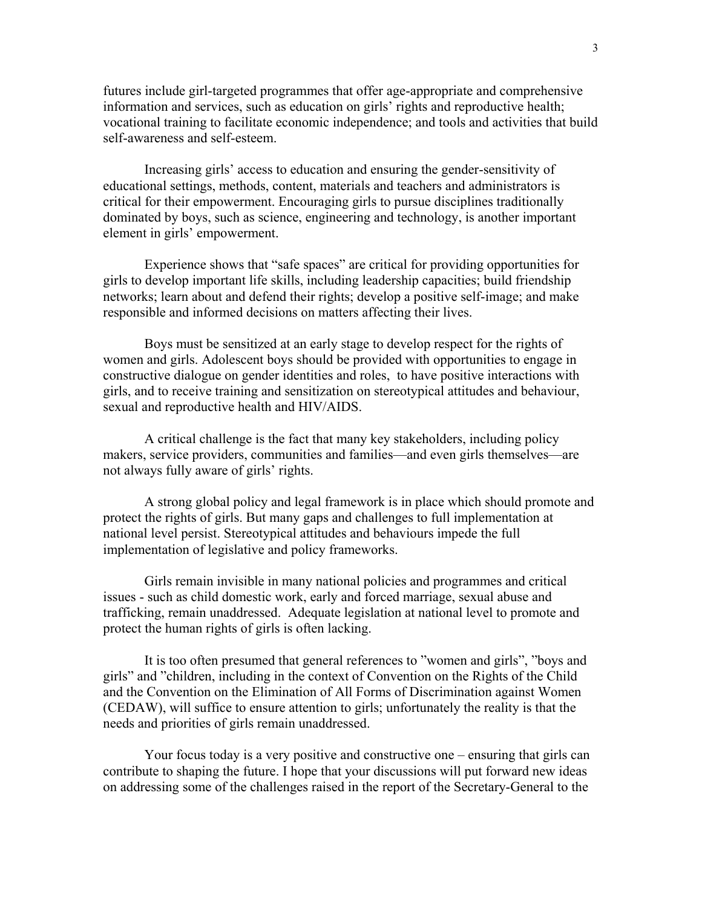futures include girl-targeted programmes that offer age-appropriate and comprehensive information and services, such as education on girls' rights and reproductive health; vocational training to facilitate economic independence; and tools and activities that build self-awareness and self-esteem.

Increasing girls' access to education and ensuring the gender-sensitivity of educational settings, methods, content, materials and teachers and administrators is critical for their empowerment. Encouraging girls to pursue disciplines traditionally dominated by boys, such as science, engineering and technology, is another important element in girls' empowerment.

Experience shows that "safe spaces" are critical for providing opportunities for girls to develop important life skills, including leadership capacities; build friendship networks; learn about and defend their rights; develop a positive self-image; and make responsible and informed decisions on matters affecting their lives.

Boys must be sensitized at an early stage to develop respect for the rights of women and girls. Adolescent boys should be provided with opportunities to engage in constructive dialogue on gender identities and roles, to have positive interactions with girls, and to receive training and sensitization on stereotypical attitudes and behaviour, sexual and reproductive health and HIV/AIDS.

A critical challenge is the fact that many key stakeholders, including policy makers, service providers, communities and families—and even girls themselves—are not always fully aware of girls' rights.

A strong global policy and legal framework is in place which should promote and protect the rights of girls. But many gaps and challenges to full implementation at national level persist. Stereotypical attitudes and behaviours impede the full implementation of legislative and policy frameworks.

Girls remain invisible in many national policies and programmes and critical issues - such as child domestic work, early and forced marriage, sexual abuse and trafficking, remain unaddressed. Adequate legislation at national level to promote and protect the human rights of girls is often lacking.

It is too often presumed that general references to "women and girls", "boys and girls" and "children, including in the context of Convention on the Rights of the Child and the Convention on the Elimination of All Forms of Discrimination against Women (CEDAW), will suffice to ensure attention to girls; unfortunately the reality is that the needs and priorities of girls remain unaddressed.

Your focus today is a very positive and constructive one – ensuring that girls can contribute to shaping the future. I hope that your discussions will put forward new ideas on addressing some of the challenges raised in the report of the Secretary-General to the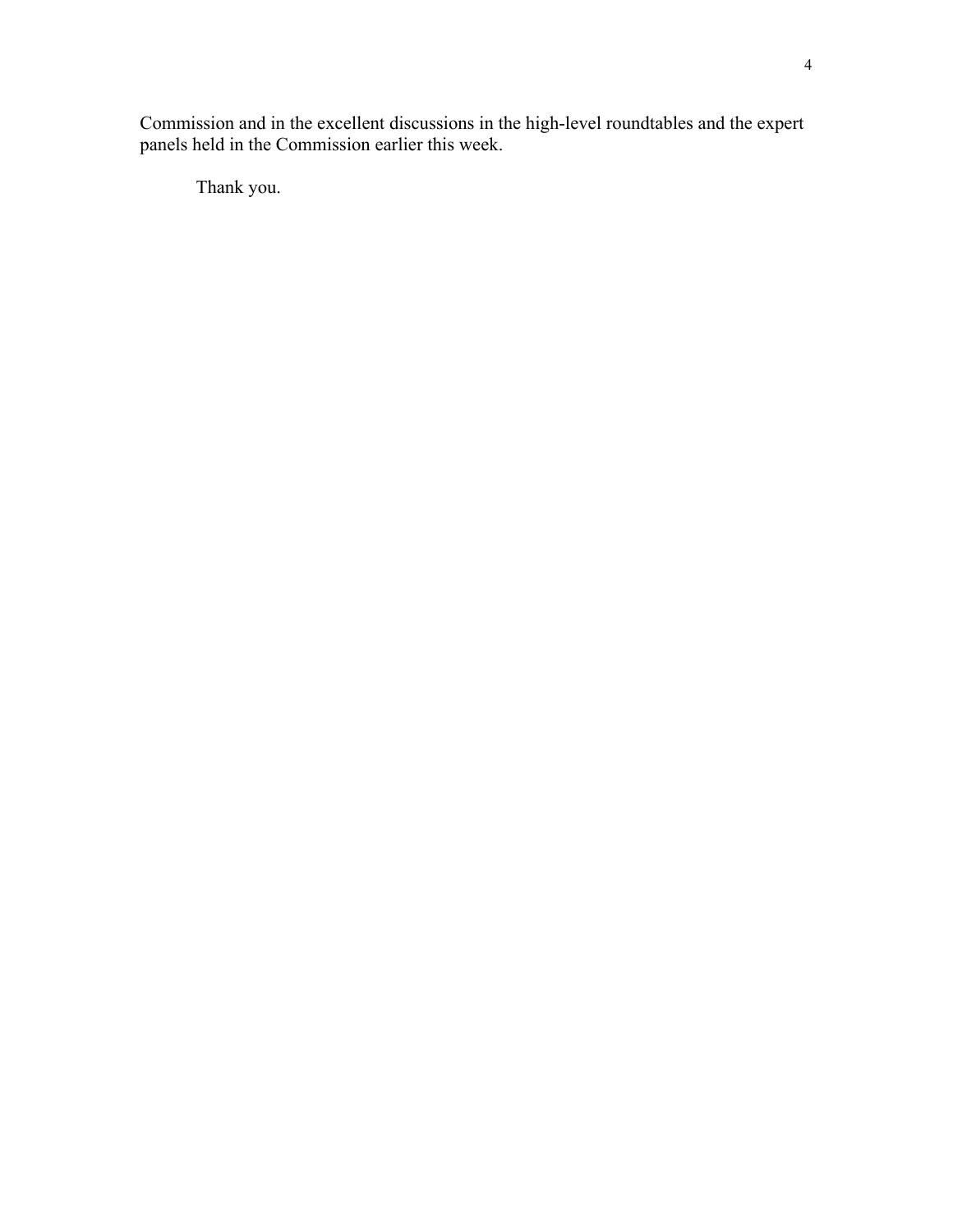Commission and in the excellent discussions in the high-level roundtables and the expert panels held in the Commission earlier this week.

Thank you.